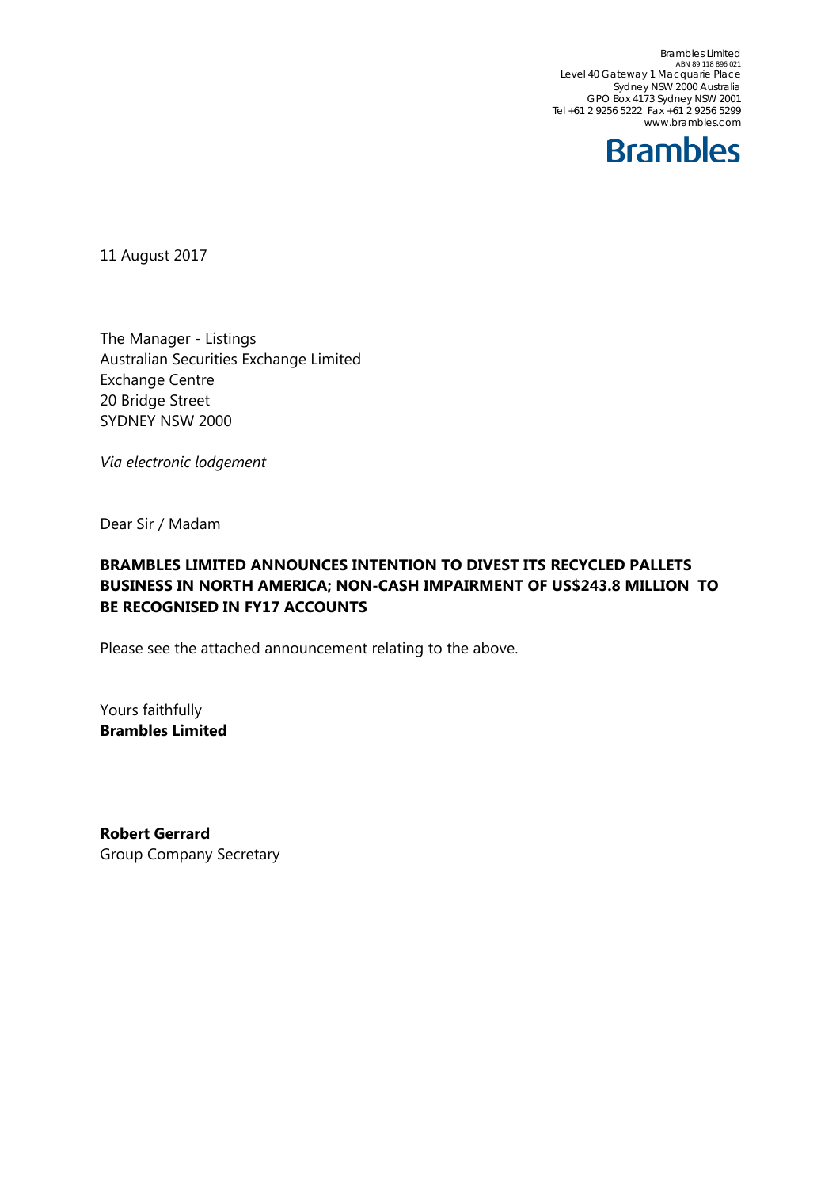Brambles Limited
ABN 89 118 896 021
Level 40 Gateway 1 Macquarie Place
Sydney NSW 2000 Australia
GPO Box 4173 Sydney NSW 2001
Tel +61 2 9256 5222 Fax +61 2 9256 5299
www.brambles.com

**Brambles**

11 August 2017

The Manager - Listings
Australian Securities Exchange Limited
Exchange Centre
20 Bridge Street
SYDNEY NSW 2000

*Via electronic lodgement*

Dear Sir / Madam

**BRAMBLES LIMITED ANNOUNCES INTENTION TO DIVEST ITS RECYCLED PALLETS BUSINESS IN NORTH AMERICA; NON-CASH IMPAIRMENT OF US$243.8 MILLION TO BE RECOGNISED IN FY17 ACCOUNTS**

Please see the attached announcement relating to the above.

Yours faithfully
**Brambles Limited**

**Robert Gerrard**
Group Company Secretary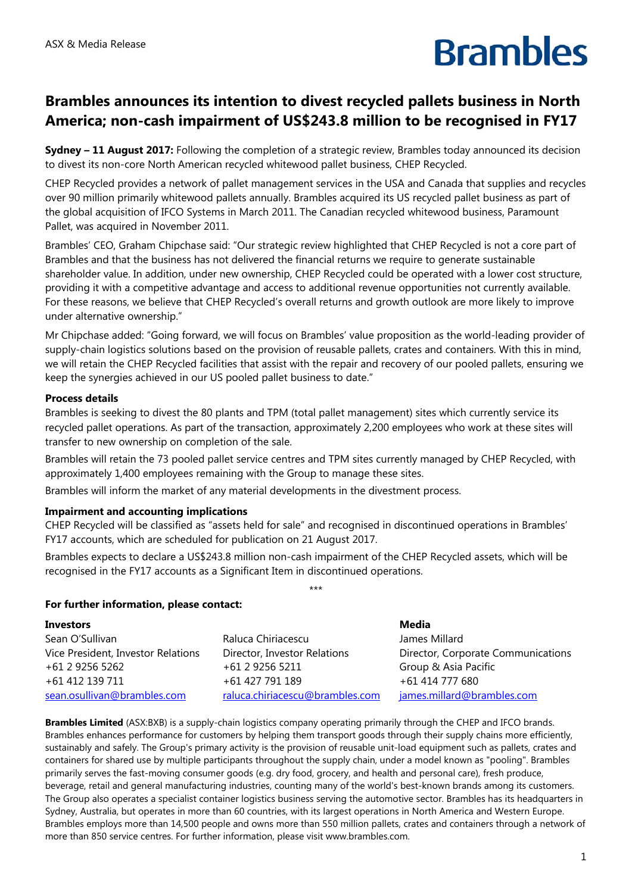ASX & Media Release

# Brambles announces its intention to divest recycled pallets business in North America; non-cash impairment of US$243.8 million to be recognised in FY17

**Sydney – 11 August 2017:** Following the completion of a strategic review, Brambles today announced its decision to divest its non-core North American recycled whitewood pallet business, CHEP Recycled.

CHEP Recycled provides a network of pallet management services in the USA and Canada that supplies and recycles over 90 million primarily whitewood pallets annually. Brambles acquired its US recycled pallet business as part of the global acquisition of IFCO Systems in March 2011. The Canadian recycled whitewood business, Paramount Pallet, was acquired in November 2011.

Brambles' CEO, Graham Chipchase said: "Our strategic review highlighted that CHEP Recycled is not a core part of Brambles and that the business has not delivered the financial returns we require to generate sustainable shareholder value. In addition, under new ownership, CHEP Recycled could be operated with a lower cost structure, providing it with a competitive advantage and access to additional revenue opportunities not currently available. For these reasons, we believe that CHEP Recycled's overall returns and growth outlook are more likely to improve under alternative ownership."

Mr Chipchase added: "Going forward, we will focus on Brambles' value proposition as the world-leading provider of supply-chain logistics solutions based on the provision of reusable pallets, crates and containers. With this in mind, we will retain the CHEP Recycled facilities that assist with the repair and recovery of our pooled pallets, ensuring we keep the synergies achieved in our US pooled pallet business to date."

**Process details**

Brambles is seeking to divest the 80 plants and TPM (total pallet management) sites which currently service its recycled pallet operations. As part of the transaction, approximately 2,200 employees who work at these sites will transfer to new ownership on completion of the sale.

Brambles will retain the 73 pooled pallet service centres and TPM sites currently managed by CHEP Recycled, with approximately 1,400 employees remaining with the Group to manage these sites.

Brambles will inform the market of any material developments in the divestment process.

**Impairment and accounting implications**

CHEP Recycled will be classified as "assets held for sale" and recognised in discontinued operations in Brambles' FY17 accounts, which are scheduled for publication on 21 August 2017.

Brambles expects to declare a US$243.8 million non-cash impairment of the CHEP Recycled assets, which will be recognised in the FY17 accounts as a Significant Item in discontinued operations.

***

**For further information, please contact:**

**Investors**

Sean O'Sullivan
Vice President, Investor Relations
+61 2 9256 5262
+61 412 139 711
sean.osullivan@brambles.com

Raluca Chiriacescu
Director, Investor Relations
+61 2 9256 5211
+61 427 791 189
raluca.chiriacescu@brambles.com

**Media**

James Millard
Director, Corporate Communications
Group & Asia Pacific
+61 414 777 680
james.millard@brambles.com

**Brambles Limited** (ASX:BXB) is a supply-chain logistics company operating primarily through the CHEP and IFCO brands. Brambles enhances performance for customers by helping them transport goods through their supply chains more efficiently, sustainably and safely. The Group's primary activity is the provision of reusable unit-load equipment such as pallets, crates and containers for shared use by multiple participants throughout the supply chain, under a model known as "pooling". Brambles primarily serves the fast-moving consumer goods (e.g. dry food, grocery, and health and personal care), fresh produce, beverage, retail and general manufacturing industries, counting many of the world's best-known brands among its customers. The Group also operates a specialist container logistics business serving the automotive sector. Brambles has its headquarters in Sydney, Australia, but operates in more than 60 countries, with its largest operations in North America and Western Europe. Brambles employs more than 14,500 people and owns more than 550 million pallets, crates and containers through a network of more than 850 service centres. For further information, please visit www.brambles.com.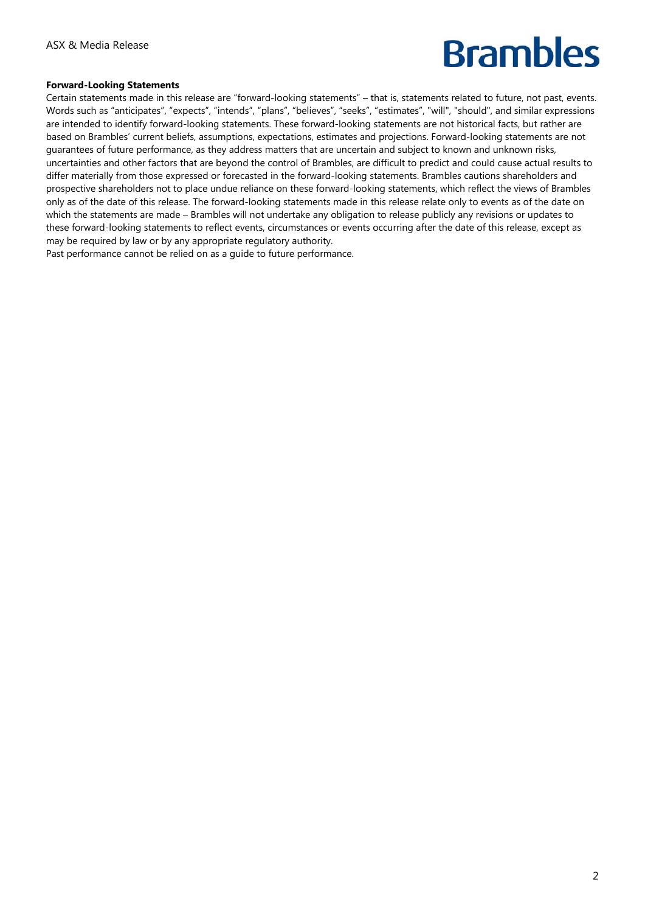**Forward-Looking Statements**

Certain statements made in this release are "forward-looking statements" – that is, statements related to future, not past, events. Words such as "anticipates", "expects", "intends", "plans", "believes", "seeks", "estimates", "will", "should", and similar expressions are intended to identify forward-looking statements. These forward-looking statements are not historical facts, but rather are based on Brambles' current beliefs, assumptions, expectations, estimates and projections. Forward-looking statements are not guarantees of future performance, as they address matters that are uncertain and subject to known and unknown risks, uncertainties and other factors that are beyond the control of Brambles, are difficult to predict and could cause actual results to differ materially from those expressed or forecasted in the forward-looking statements. Brambles cautions shareholders and prospective shareholders not to place undue reliance on these forward-looking statements, which reflect the views of Brambles only as of the date of this release. The forward-looking statements made in this release relate only to events as of the date on which the statements are made – Brambles will not undertake any obligation to release publicly any revisions or updates to these forward-looking statements to reflect events, circumstances or events occurring after the date of this release, except as may be required by law or by any appropriate regulatory authority.

Past performance cannot be relied on as a guide to future performance.